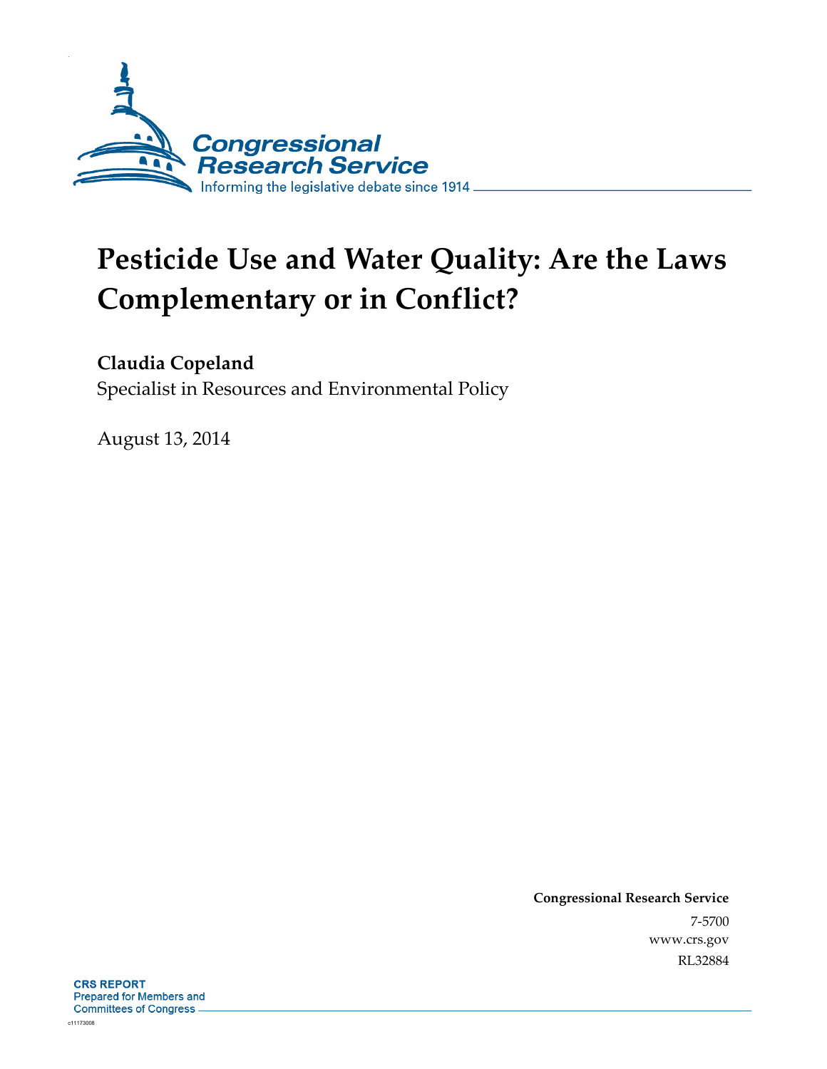Congressional Research Service

Informing the legislative debate since 1914

# Pesticide Use and Water Quality: Are the Laws Complementary or in Conflict?

**Claudia Copeland**

Specialist in Resources and Environmental Policy

August 13, 2014

**Congressional Research Service**

7-5700

www.crs.gov

RL32884

**CRS REPORT**

Prepared for Members and Committees of Congress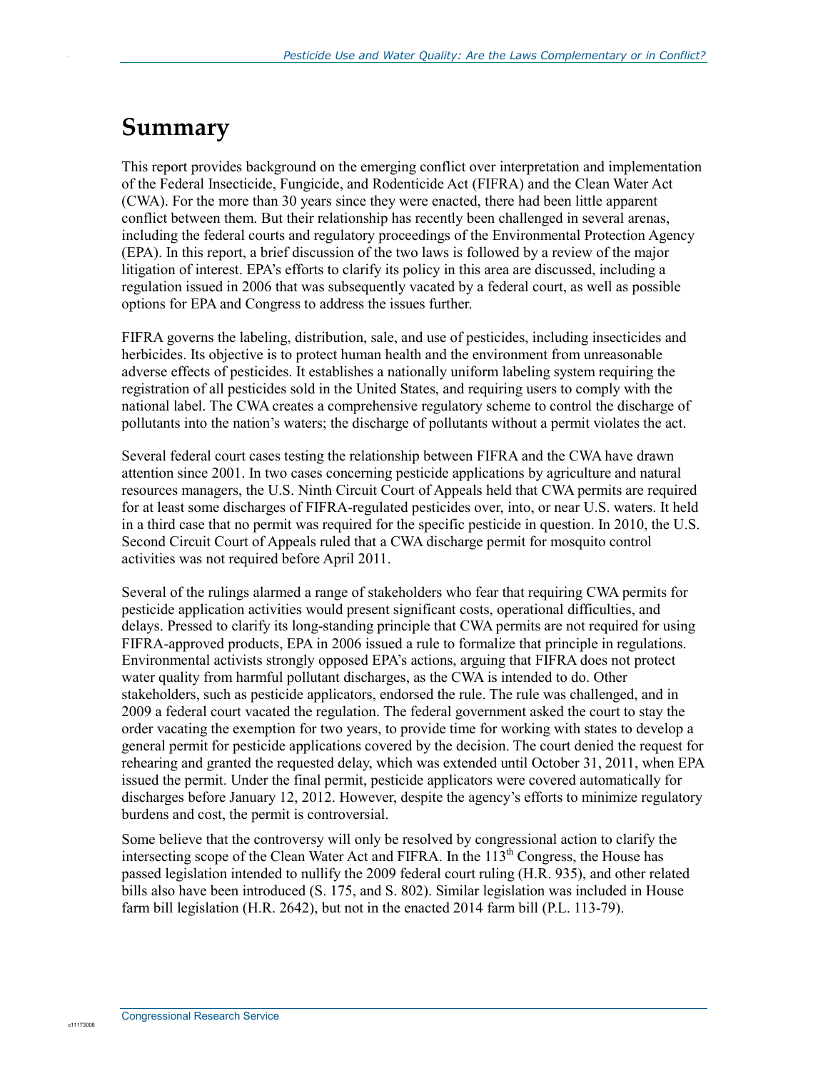# Summary

This report provides background on the emerging conflict over interpretation and implementation of the Federal Insecticide, Fungicide, and Rodenticide Act (FIFRA) and the Clean Water Act (CWA). For the more than 30 years since they were enacted, there had been little apparent conflict between them. But their relationship has recently been challenged in several arenas, including the federal courts and regulatory proceedings of the Environmental Protection Agency (EPA). In this report, a brief discussion of the two laws is followed by a review of the major litigation of interest. EPA's efforts to clarify its policy in this area are discussed, including a regulation issued in 2006 that was subsequently vacated by a federal court, as well as possible options for EPA and Congress to address the issues further.

FIFRA governs the labeling, distribution, sale, and use of pesticides, including insecticides and herbicides. Its objective is to protect human health and the environment from unreasonable adverse effects of pesticides. It establishes a nationally uniform labeling system requiring the registration of all pesticides sold in the United States, and requiring users to comply with the national label. The CWA creates a comprehensive regulatory scheme to control the discharge of pollutants into the nation's waters; the discharge of pollutants without a permit violates the act.

Several federal court cases testing the relationship between FIFRA and the CWA have drawn attention since 2001. In two cases concerning pesticide applications by agriculture and natural resources managers, the U.S. Ninth Circuit Court of Appeals held that CWA permits are required for at least some discharges of FIFRA-regulated pesticides over, into, or near U.S. waters. It held in a third case that no permit was required for the specific pesticide in question. In 2010, the U.S. Second Circuit Court of Appeals ruled that a CWA discharge permit for mosquito control activities was not required before April 2011.

Several of the rulings alarmed a range of stakeholders who fear that requiring CWA permits for pesticide application activities would present significant costs, operational difficulties, and delays. Pressed to clarify its long-standing principle that CWA permits are not required for using FIFRA-approved products, EPA in 2006 issued a rule to formalize that principle in regulations. Environmental activists strongly opposed EPA's actions, arguing that FIFRA does not protect water quality from harmful pollutant discharges, as the CWA is intended to do. Other stakeholders, such as pesticide applicators, endorsed the rule. The rule was challenged, and in 2009 a federal court vacated the regulation. The federal government asked the court to stay the order vacating the exemption for two years, to provide time for working with states to develop a general permit for pesticide applications covered by the decision. The court denied the request for rehearing and granted the requested delay, which was extended until October 31, 2011, when EPA issued the permit. Under the final permit, pesticide applicators were covered automatically for discharges before January 12, 2012. However, despite the agency's efforts to minimize regulatory burdens and cost, the permit is controversial.

Some believe that the controversy will only be resolved by congressional action to clarify the intersecting scope of the Clean Water Act and FIFRA. In the 113th Congress, the House has passed legislation intended to nullify the 2009 federal court ruling (H.R. 935), and other related bills also have been introduced (S. 175, and S. 802). Similar legislation was included in House farm bill legislation (H.R. 2642), but not in the enacted 2014 farm bill (P.L. 113-79).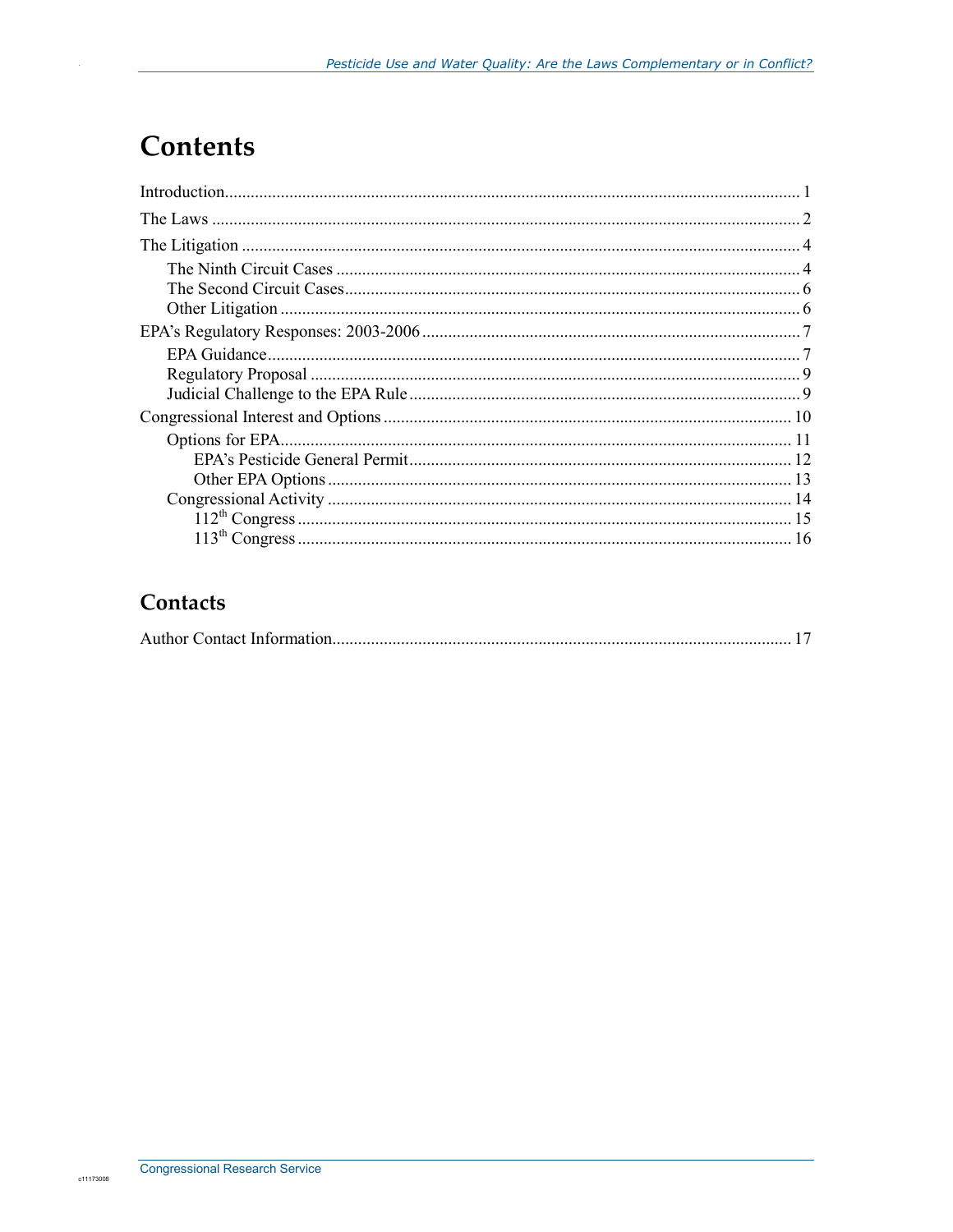# Contents

Introduction .......... 1
The Laws .......... 2
The Litigation .......... 4
  The Ninth Circuit Cases .......... 4
  The Second Circuit Cases .......... 6
  Other Litigation .......... 6
EPA's Regulatory Responses: 2003-2006 .......... 7
  EPA Guidance .......... 7
  Regulatory Proposal .......... 9
  Judicial Challenge to the EPA Rule .......... 9
Congressional Interest and Options .......... 10
  Options for EPA .......... 11
    EPA's Pesticide General Permit .......... 12
    Other EPA Options .......... 13
  Congressional Activity .......... 14
    112th Congress .......... 15
    113th Congress .......... 16

# Contacts

Author Contact Information .......... 17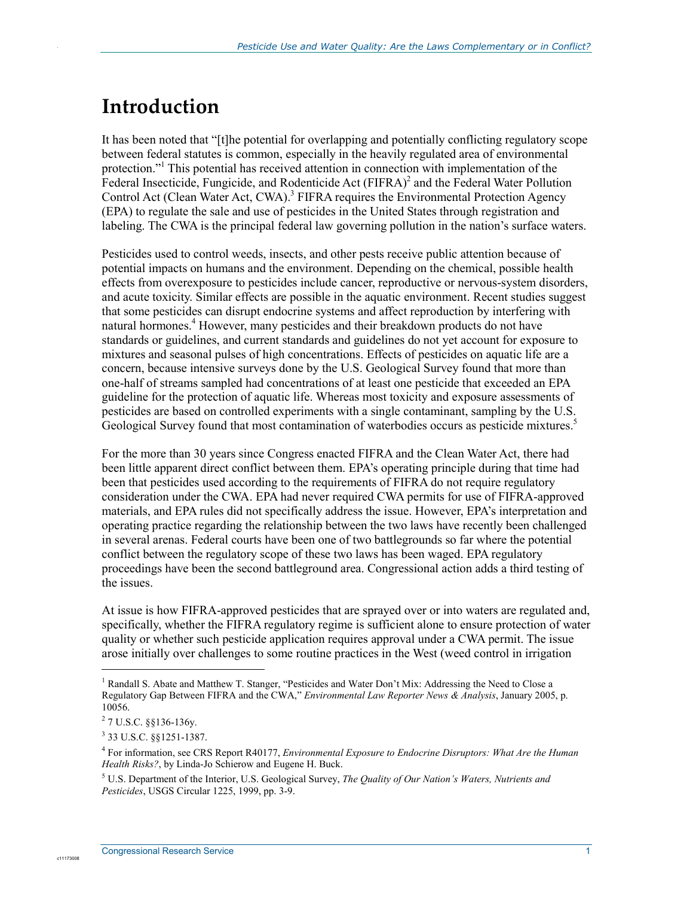# Introduction

It has been noted that "[t]he potential for overlapping and potentially conflicting regulatory scope between federal statutes is common, especially in the heavily regulated area of environmental protection."[1] This potential has received attention in connection with implementation of the Federal Insecticide, Fungicide, and Rodenticide Act (FIFRA)[2] and the Federal Water Pollution Control Act (Clean Water Act, CWA).[3] FIFRA requires the Environmental Protection Agency (EPA) to regulate the sale and use of pesticides in the United States through registration and labeling. The CWA is the principal federal law governing pollution in the nation's surface waters.

Pesticides used to control weeds, insects, and other pests receive public attention because of potential impacts on humans and the environment. Depending on the chemical, possible health effects from overexposure to pesticides include cancer, reproductive or nervous-system disorders, and acute toxicity. Similar effects are possible in the aquatic environment. Recent studies suggest that some pesticides can disrupt endocrine systems and affect reproduction by interfering with natural hormones.[4] However, many pesticides and their breakdown products do not have standards or guidelines, and current standards and guidelines do not yet account for exposure to mixtures and seasonal pulses of high concentrations. Effects of pesticides on aquatic life are a concern, because intensive surveys done by the U.S. Geological Survey found that more than one-half of streams sampled had concentrations of at least one pesticide that exceeded an EPA guideline for the protection of aquatic life. Whereas most toxicity and exposure assessments of pesticides are based on controlled experiments with a single contaminant, sampling by the U.S. Geological Survey found that most contamination of waterbodies occurs as pesticide mixtures.[5]

For the more than 30 years since Congress enacted FIFRA and the Clean Water Act, there had been little apparent direct conflict between them. EPA's operating principle during that time had been that pesticides used according to the requirements of FIFRA do not require regulatory consideration under the CWA. EPA had never required CWA permits for use of FIFRA-approved materials, and EPA rules did not specifically address the issue. However, EPA's interpretation and operating practice regarding the relationship between the two laws have recently been challenged in several arenas. Federal courts have been one of two battlegrounds so far where the potential conflict between the regulatory scope of these two laws has been waged. EPA regulatory proceedings have been the second battleground area. Congressional action adds a third testing of the issues.

At issue is how FIFRA-approved pesticides that are sprayed over or into waters are regulated and, specifically, whether the FIFRA regulatory regime is sufficient alone to ensure protection of water quality or whether such pesticide application requires approval under a CWA permit. The issue arose initially over challenges to some routine practices in the West (weed control in irrigation

---

[1] Randall S. Abate and Matthew T. Stanger, "Pesticides and Water Don't Mix: Addressing the Need to Close a Regulatory Gap Between FIFRA and the CWA," *Environmental Law Reporter News & Analysis*, January 2005, p. 10056.

[2] 7 U.S.C. §§136-136y.

[3] 33 U.S.C. §§1251-1387.

[4] For information, see CRS Report R40177, *Environmental Exposure to Endocrine Disruptors: What Are the Human Health Risks?*, by Linda-Jo Schierow and Eugene H. Buck.

[5] U.S. Department of the Interior, U.S. Geological Survey, *The Quality of Our Nation's Waters, Nutrients and Pesticides*, USGS Circular 1225, 1999, pp. 3-9.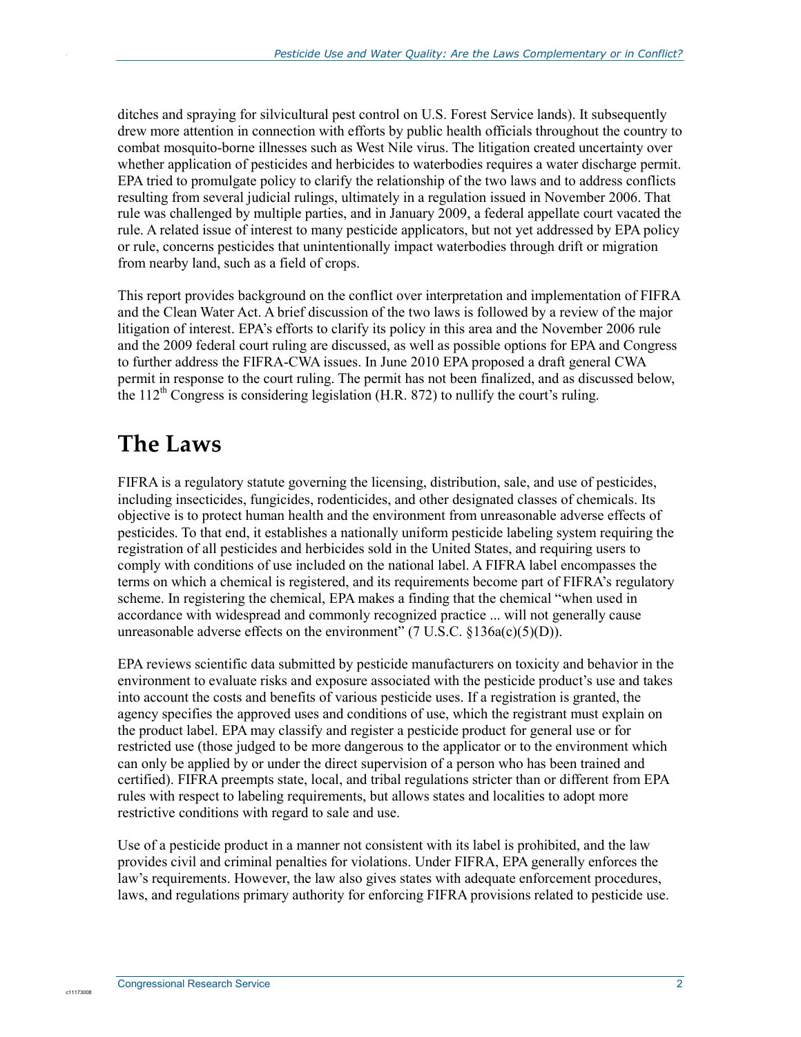ditches and spraying for silvicultural pest control on U.S. Forest Service lands). It subsequently drew more attention in connection with efforts by public health officials throughout the country to combat mosquito-borne illnesses such as West Nile virus. The litigation created uncertainty over whether application of pesticides and herbicides to waterbodies requires a water discharge permit. EPA tried to promulgate policy to clarify the relationship of the two laws and to address conflicts resulting from several judicial rulings, ultimately in a regulation issued in November 2006. That rule was challenged by multiple parties, and in January 2009, a federal appellate court vacated the rule. A related issue of interest to many pesticide applicators, but not yet addressed by EPA policy or rule, concerns pesticides that unintentionally impact waterbodies through drift or migration from nearby land, such as a field of crops.

This report provides background on the conflict over interpretation and implementation of FIFRA and the Clean Water Act. A brief discussion of the two laws is followed by a review of the major litigation of interest. EPA's efforts to clarify its policy in this area and the November 2006 rule and the 2009 federal court ruling are discussed, as well as possible options for EPA and Congress to further address the FIFRA-CWA issues. In June 2010 EPA proposed a draft general CWA permit in response to the court ruling. The permit has not been finalized, and as discussed below, the 112th Congress is considering legislation (H.R. 872) to nullify the court's ruling.

# The Laws

FIFRA is a regulatory statute governing the licensing, distribution, sale, and use of pesticides, including insecticides, fungicides, rodenticides, and other designated classes of chemicals. Its objective is to protect human health and the environment from unreasonable adverse effects of pesticides. To that end, it establishes a nationally uniform pesticide labeling system requiring the registration of all pesticides and herbicides sold in the United States, and requiring users to comply with conditions of use included on the national label. A FIFRA label encompasses the terms on which a chemical is registered, and its requirements become part of FIFRA's regulatory scheme. In registering the chemical, EPA makes a finding that the chemical "when used in accordance with widespread and commonly recognized practice ... will not generally cause unreasonable adverse effects on the environment" (7 U.S.C. §136a(c)(5)(D)).

EPA reviews scientific data submitted by pesticide manufacturers on toxicity and behavior in the environment to evaluate risks and exposure associated with the pesticide product's use and takes into account the costs and benefits of various pesticide uses. If a registration is granted, the agency specifies the approved uses and conditions of use, which the registrant must explain on the product label. EPA may classify and register a pesticide product for general use or for restricted use (those judged to be more dangerous to the applicator or to the environment which can only be applied by or under the direct supervision of a person who has been trained and certified). FIFRA preempts state, local, and tribal regulations stricter than or different from EPA rules with respect to labeling requirements, but allows states and localities to adopt more restrictive conditions with regard to sale and use.

Use of a pesticide product in a manner not consistent with its label is prohibited, and the law provides civil and criminal penalties for violations. Under FIFRA, EPA generally enforces the law's requirements. However, the law also gives states with adequate enforcement procedures, laws, and regulations primary authority for enforcing FIFRA provisions related to pesticide use.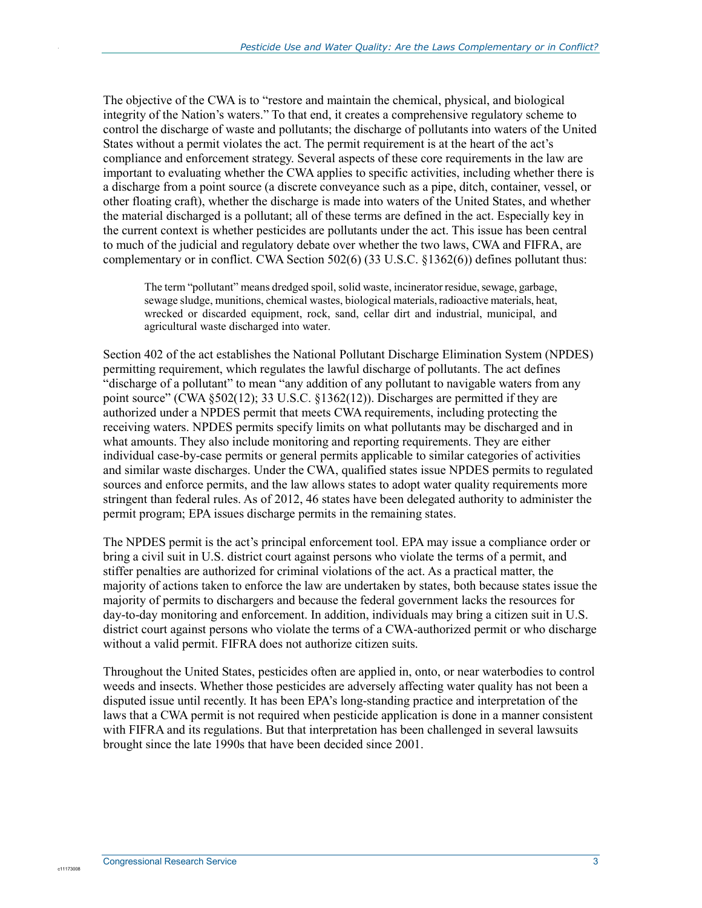The objective of the CWA is to "restore and maintain the chemical, physical, and biological integrity of the Nation's waters." To that end, it creates a comprehensive regulatory scheme to control the discharge of waste and pollutants; the discharge of pollutants into waters of the United States without a permit violates the act. The permit requirement is at the heart of the act's compliance and enforcement strategy. Several aspects of these core requirements in the law are important to evaluating whether the CWA applies to specific activities, including whether there is a discharge from a point source (a discrete conveyance such as a pipe, ditch, container, vessel, or other floating craft), whether the discharge is made into waters of the United States, and whether the material discharged is a pollutant; all of these terms are defined in the act. Especially key in the current context is whether pesticides are pollutants under the act. This issue has been central to much of the judicial and regulatory debate over whether the two laws, CWA and FIFRA, are complementary or in conflict. CWA Section 502(6) (33 U.S.C. §1362(6)) defines pollutant thus:

> The term "pollutant" means dredged spoil, solid waste, incinerator residue, sewage, garbage, sewage sludge, munitions, chemical wastes, biological materials, radioactive materials, heat, wrecked or discarded equipment, rock, sand, cellar dirt and industrial, municipal, and agricultural waste discharged into water.

Section 402 of the act establishes the National Pollutant Discharge Elimination System (NPDES) permitting requirement, which regulates the lawful discharge of pollutants. The act defines "discharge of a pollutant" to mean "any addition of any pollutant to navigable waters from any point source" (CWA §502(12); 33 U.S.C. §1362(12)). Discharges are permitted if they are authorized under a NPDES permit that meets CWA requirements, including protecting the receiving waters. NPDES permits specify limits on what pollutants may be discharged and in what amounts. They also include monitoring and reporting requirements. They are either individual case-by-case permits or general permits applicable to similar categories of activities and similar waste discharges. Under the CWA, qualified states issue NPDES permits to regulated sources and enforce permits, and the law allows states to adopt water quality requirements more stringent than federal rules. As of 2012, 46 states have been delegated authority to administer the permit program; EPA issues discharge permits in the remaining states.

The NPDES permit is the act's principal enforcement tool. EPA may issue a compliance order or bring a civil suit in U.S. district court against persons who violate the terms of a permit, and stiffer penalties are authorized for criminal violations of the act. As a practical matter, the majority of actions taken to enforce the law are undertaken by states, both because states issue the majority of permits to dischargers and because the federal government lacks the resources for day-to-day monitoring and enforcement. In addition, individuals may bring a citizen suit in U.S. district court against persons who violate the terms of a CWA-authorized permit or who discharge without a valid permit. FIFRA does not authorize citizen suits.

Throughout the United States, pesticides often are applied in, onto, or near waterbodies to control weeds and insects. Whether those pesticides are adversely affecting water quality has not been a disputed issue until recently. It has been EPA's long-standing practice and interpretation of the laws that a CWA permit is not required when pesticide application is done in a manner consistent with FIFRA and its regulations. But that interpretation has been challenged in several lawsuits brought since the late 1990s that have been decided since 2001.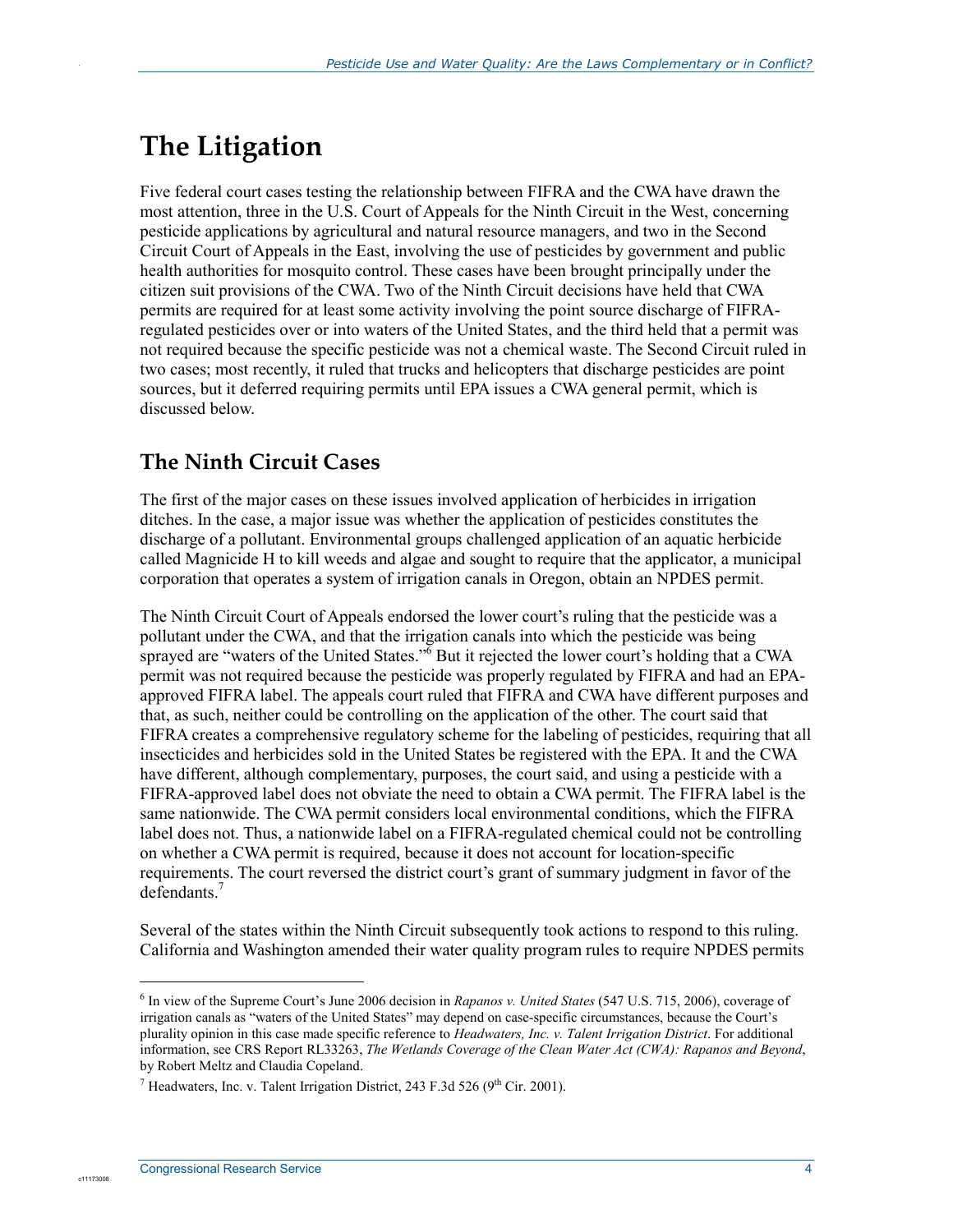# The Litigation

Five federal court cases testing the relationship between FIFRA and the CWA have drawn the most attention, three in the U.S. Court of Appeals for the Ninth Circuit in the West, concerning pesticide applications by agricultural and natural resource managers, and two in the Second Circuit Court of Appeals in the East, involving the use of pesticides by government and public health authorities for mosquito control. These cases have been brought principally under the citizen suit provisions of the CWA. Two of the Ninth Circuit decisions have held that CWA permits are required for at least some activity involving the point source discharge of FIFRA-regulated pesticides over or into waters of the United States, and the third held that a permit was not required because the specific pesticide was not a chemical waste. The Second Circuit ruled in two cases; most recently, it ruled that trucks and helicopters that discharge pesticides are point sources, but it deferred requiring permits until EPA issues a CWA general permit, which is discussed below.

## The Ninth Circuit Cases

The first of the major cases on these issues involved application of herbicides in irrigation ditches. In the case, a major issue was whether the application of pesticides constitutes the discharge of a pollutant. Environmental groups challenged application of an aquatic herbicide called Magnicide H to kill weeds and algae and sought to require that the applicator, a municipal corporation that operates a system of irrigation canals in Oregon, obtain an NPDES permit.

The Ninth Circuit Court of Appeals endorsed the lower court's ruling that the pesticide was a pollutant under the CWA, and that the irrigation canals into which the pesticide was being sprayed are "waters of the United States."[6] But it rejected the lower court's holding that a CWA permit was not required because the pesticide was properly regulated by FIFRA and had an EPA-approved FIFRA label. The appeals court ruled that FIFRA and CWA have different purposes and that, as such, neither could be controlling on the application of the other. The court said that FIFRA creates a comprehensive regulatory scheme for the labeling of pesticides, requiring that all insecticides and herbicides sold in the United States be registered with the EPA. It and the CWA have different, although complementary, purposes, the court said, and using a pesticide with a FIFRA-approved label does not obviate the need to obtain a CWA permit. The FIFRA label is the same nationwide. The CWA permit considers local environmental conditions, which the FIFRA label does not. Thus, a nationwide label on a FIFRA-regulated chemical could not be controlling on whether a CWA permit is required, because it does not account for location-specific requirements. The court reversed the district court's grant of summary judgment in favor of the defendants.[7]

Several of the states within the Ninth Circuit subsequently took actions to respond to this ruling. California and Washington amended their water quality program rules to require NPDES permits

---

[6] In view of the Supreme Court's June 2006 decision in *Rapanos v. United States* (547 U.S. 715, 2006), coverage of irrigation canals as "waters of the United States" may depend on case-specific circumstances, because the Court's plurality opinion in this case made specific reference to *Headwaters, Inc. v. Talent Irrigation District*. For additional information, see CRS Report RL33263, *The Wetlands Coverage of the Clean Water Act (CWA): Rapanos and Beyond*, by Robert Meltz and Claudia Copeland.

[7] Headwaters, Inc. v. Talent Irrigation District, 243 F.3d 526 (9th Cir. 2001).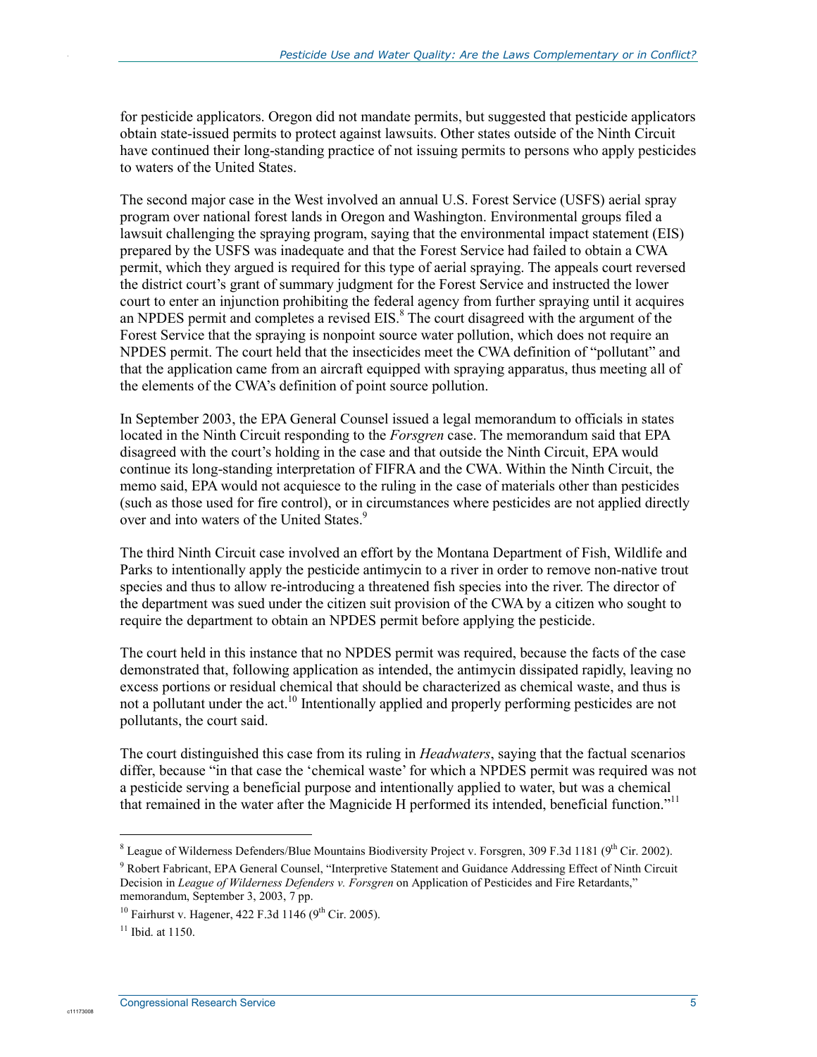for pesticide applicators. Oregon did not mandate permits, but suggested that pesticide applicators obtain state-issued permits to protect against lawsuits. Other states outside of the Ninth Circuit have continued their long-standing practice of not issuing permits to persons who apply pesticides to waters of the United States.

The second major case in the West involved an annual U.S. Forest Service (USFS) aerial spray program over national forest lands in Oregon and Washington. Environmental groups filed a lawsuit challenging the spraying program, saying that the environmental impact statement (EIS) prepared by the USFS was inadequate and that the Forest Service had failed to obtain a CWA permit, which they argued is required for this type of aerial spraying. The appeals court reversed the district court's grant of summary judgment for the Forest Service and instructed the lower court to enter an injunction prohibiting the federal agency from further spraying until it acquires an NPDES permit and completes a revised EIS.[8] The court disagreed with the argument of the Forest Service that the spraying is nonpoint source water pollution, which does not require an NPDES permit. The court held that the insecticides meet the CWA definition of "pollutant" and that the application came from an aircraft equipped with spraying apparatus, thus meeting all of the elements of the CWA's definition of point source pollution.

In September 2003, the EPA General Counsel issued a legal memorandum to officials in states located in the Ninth Circuit responding to the *Forsgren* case. The memorandum said that EPA disagreed with the court's holding in the case and that outside the Ninth Circuit, EPA would continue its long-standing interpretation of FIFRA and the CWA. Within the Ninth Circuit, the memo said, EPA would not acquiesce to the ruling in the case of materials other than pesticides (such as those used for fire control), or in circumstances where pesticides are not applied directly over and into waters of the United States.[9]

The third Ninth Circuit case involved an effort by the Montana Department of Fish, Wildlife and Parks to intentionally apply the pesticide antimycin to a river in order to remove non-native trout species and thus to allow re-introducing a threatened fish species into the river. The director of the department was sued under the citizen suit provision of the CWA by a citizen who sought to require the department to obtain an NPDES permit before applying the pesticide.

The court held in this instance that no NPDES permit was required, because the facts of the case demonstrated that, following application as intended, the antimycin dissipated rapidly, leaving no excess portions or residual chemical that should be characterized as chemical waste, and thus is not a pollutant under the act.[10] Intentionally applied and properly performing pesticides are not pollutants, the court said.

The court distinguished this case from its ruling in *Headwaters*, saying that the factual scenarios differ, because "in that case the 'chemical waste' for which a NPDES permit was required was not a pesticide serving a beneficial purpose and intentionally applied to water, but was a chemical that remained in the water after the Magnicide H performed its intended, beneficial function."[11]

---

[8] League of Wilderness Defenders/Blue Mountains Biodiversity Project v. Forsgren, 309 F.3d 1181 (9th Cir. 2002).

[9] Robert Fabricant, EPA General Counsel, "Interpretive Statement and Guidance Addressing Effect of Ninth Circuit Decision in *League of Wilderness Defenders v. Forsgren* on Application of Pesticides and Fire Retardants," memorandum, September 3, 2003, 7 pp.

[10] Fairhurst v. Hagener, 422 F.3d 1146 (9th Cir. 2005).

[11] Ibid. at 1150.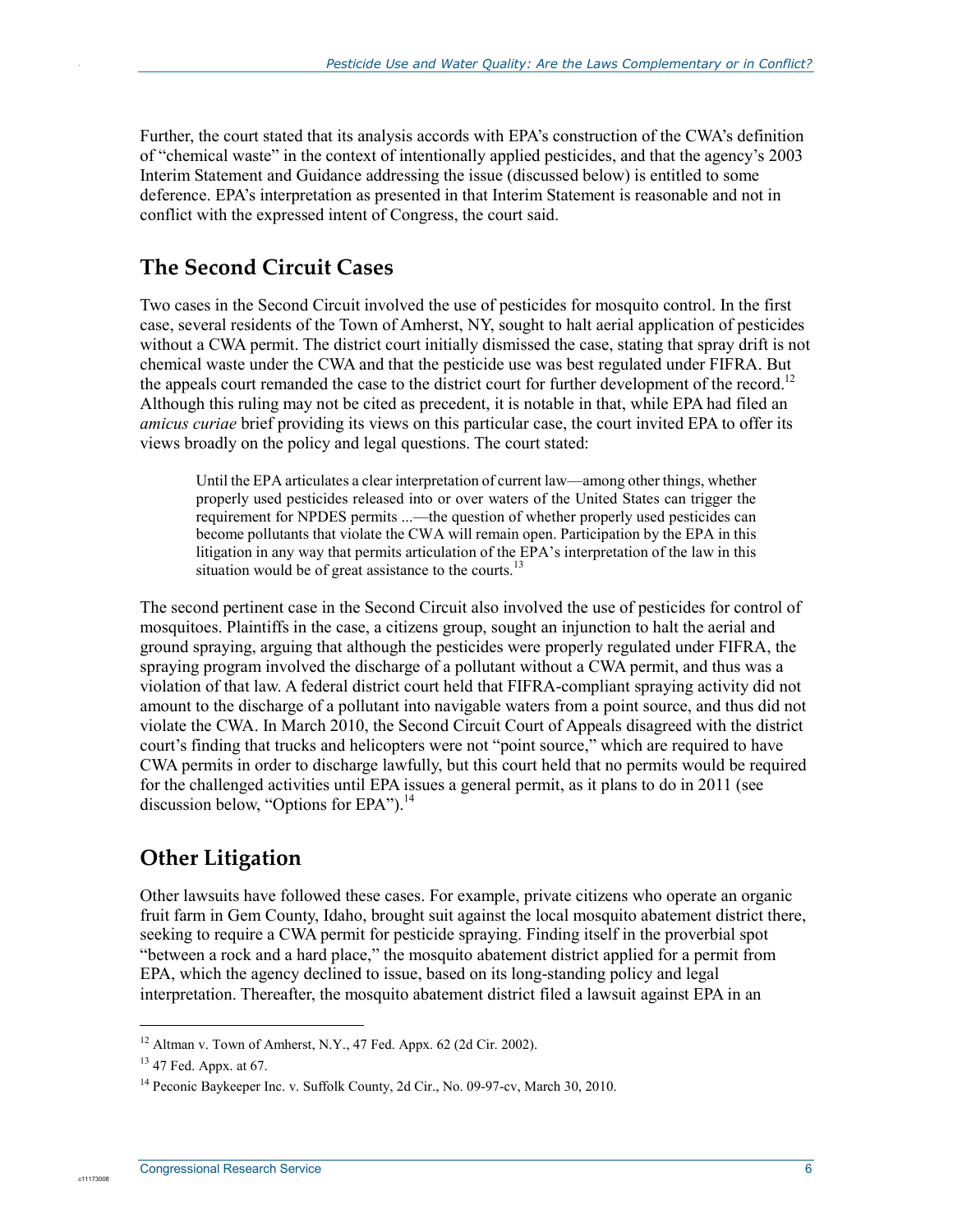Further, the court stated that its analysis accords with EPA's construction of the CWA's definition of "chemical waste" in the context of intentionally applied pesticides, and that the agency's 2003 Interim Statement and Guidance addressing the issue (discussed below) is entitled to some deference. EPA's interpretation as presented in that Interim Statement is reasonable and not in conflict with the expressed intent of Congress, the court said.

## The Second Circuit Cases

Two cases in the Second Circuit involved the use of pesticides for mosquito control. In the first case, several residents of the Town of Amherst, NY, sought to halt aerial application of pesticides without a CWA permit. The district court initially dismissed the case, stating that spray drift is not chemical waste under the CWA and that the pesticide use was best regulated under FIFRA. But the appeals court remanded the case to the district court for further development of the record.[12] Although this ruling may not be cited as precedent, it is notable in that, while EPA had filed an *amicus curiae* brief providing its views on this particular case, the court invited EPA to offer its views broadly on the policy and legal questions. The court stated:

> Until the EPA articulates a clear interpretation of current law—among other things, whether properly used pesticides released into or over waters of the United States can trigger the requirement for NPDES permits ...—the question of whether properly used pesticides can become pollutants that violate the CWA will remain open. Participation by the EPA in this litigation in any way that permits articulation of the EPA's interpretation of the law in this situation would be of great assistance to the courts.[13]

The second pertinent case in the Second Circuit also involved the use of pesticides for control of mosquitoes. Plaintiffs in the case, a citizens group, sought an injunction to halt the aerial and ground spraying, arguing that although the pesticides were properly regulated under FIFRA, the spraying program involved the discharge of a pollutant without a CWA permit, and thus was a violation of that law. A federal district court held that FIFRA-compliant spraying activity did not amount to the discharge of a pollutant into navigable waters from a point source, and thus did not violate the CWA. In March 2010, the Second Circuit Court of Appeals disagreed with the district court's finding that trucks and helicopters were not "point source," which are required to have CWA permits in order to discharge lawfully, but this court held that no permits would be required for the challenged activities until EPA issues a general permit, as it plans to do in 2011 (see discussion below, "Options for EPA").[14]

## Other Litigation

Other lawsuits have followed these cases. For example, private citizens who operate an organic fruit farm in Gem County, Idaho, brought suit against the local mosquito abatement district there, seeking to require a CWA permit for pesticide spraying. Finding itself in the proverbial spot "between a rock and a hard place," the mosquito abatement district applied for a permit from EPA, which the agency declined to issue, based on its long-standing policy and legal interpretation. Thereafter, the mosquito abatement district filed a lawsuit against EPA in an

---

[12] Altman v. Town of Amherst, N.Y., 47 Fed. Appx. 62 (2d Cir. 2002).

[13] 47 Fed. Appx. at 67.

[14] Peconic Baykeeper Inc. v. Suffolk County, 2d Cir., No. 09-97-cv, March 30, 2010.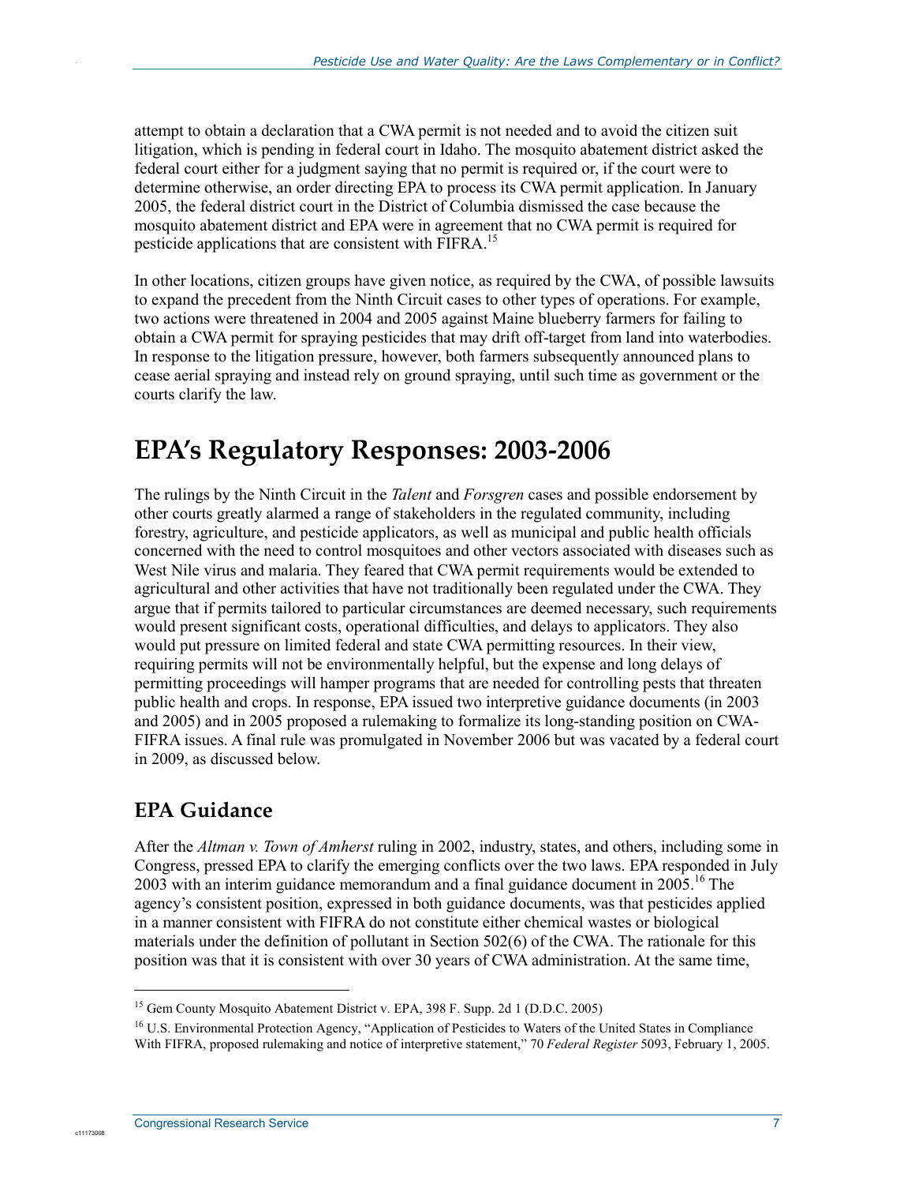attempt to obtain a declaration that a CWA permit is not needed and to avoid the citizen suit litigation, which is pending in federal court in Idaho. The mosquito abatement district asked the federal court either for a judgment saying that no permit is required or, if the court were to determine otherwise, an order directing EPA to process its CWA permit application. In January 2005, the federal district court in the District of Columbia dismissed the case because the mosquito abatement district and EPA were in agreement that no CWA permit is required for pesticide applications that are consistent with FIFRA.[15]

In other locations, citizen groups have given notice, as required by the CWA, of possible lawsuits to expand the precedent from the Ninth Circuit cases to other types of operations. For example, two actions were threatened in 2004 and 2005 against Maine blueberry farmers for failing to obtain a CWA permit for spraying pesticides that may drift off-target from land into waterbodies. In response to the litigation pressure, however, both farmers subsequently announced plans to cease aerial spraying and instead rely on ground spraying, until such time as government or the courts clarify the law.

# EPA's Regulatory Responses: 2003-2006

The rulings by the Ninth Circuit in the *Talent* and *Forsgren* cases and possible endorsement by other courts greatly alarmed a range of stakeholders in the regulated community, including forestry, agriculture, and pesticide applicators, as well as municipal and public health officials concerned with the need to control mosquitoes and other vectors associated with diseases such as West Nile virus and malaria. They feared that CWA permit requirements would be extended to agricultural and other activities that have not traditionally been regulated under the CWA. They argue that if permits tailored to particular circumstances are deemed necessary, such requirements would present significant costs, operational difficulties, and delays to applicators. They also would put pressure on limited federal and state CWA permitting resources. In their view, requiring permits will not be environmentally helpful, but the expense and long delays of permitting proceedings will hamper programs that are needed for controlling pests that threaten public health and crops. In response, EPA issued two interpretive guidance documents (in 2003 and 2005) and in 2005 proposed a rulemaking to formalize its long-standing position on CWA-FIFRA issues. A final rule was promulgated in November 2006 but was vacated by a federal court in 2009, as discussed below.

## EPA Guidance

After the *Altman v. Town of Amherst* ruling in 2002, industry, states, and others, including some in Congress, pressed EPA to clarify the emerging conflicts over the two laws. EPA responded in July 2003 with an interim guidance memorandum and a final guidance document in 2005.[16] The agency's consistent position, expressed in both guidance documents, was that pesticides applied in a manner consistent with FIFRA do not constitute either chemical wastes or biological materials under the definition of pollutant in Section 502(6) of the CWA. The rationale for this position was that it is consistent with over 30 years of CWA administration. At the same time,

---

[15] Gem County Mosquito Abatement District v. EPA, 398 F. Supp. 2d 1 (D.D.C. 2005)

[16] U.S. Environmental Protection Agency, "Application of Pesticides to Waters of the United States in Compliance With FIFRA, proposed rulemaking and notice of interpretive statement," 70 *Federal Register* 5093, February 1, 2005.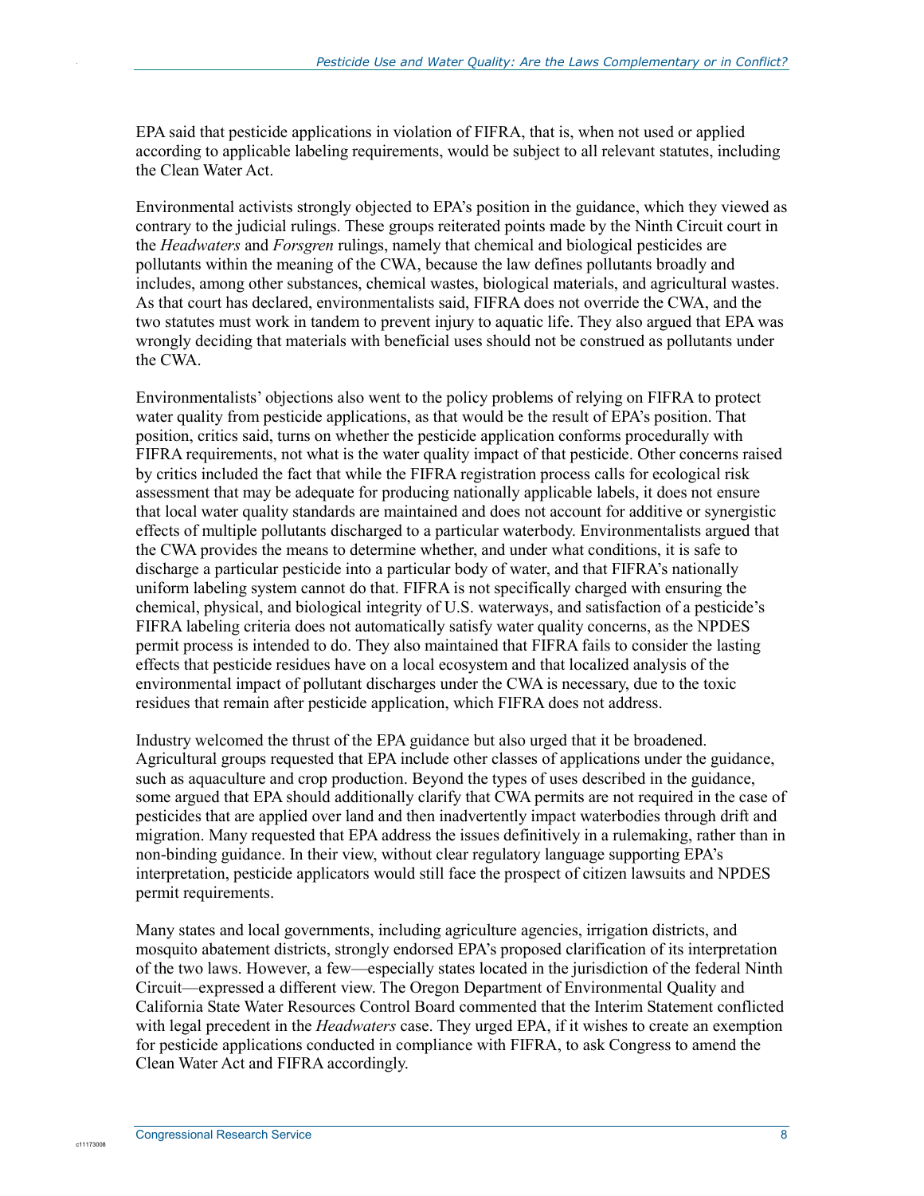EPA said that pesticide applications in violation of FIFRA, that is, when not used or applied according to applicable labeling requirements, would be subject to all relevant statutes, including the Clean Water Act.

Environmental activists strongly objected to EPA's position in the guidance, which they viewed as contrary to the judicial rulings. These groups reiterated points made by the Ninth Circuit court in the *Headwaters* and *Forsgren* rulings, namely that chemical and biological pesticides are pollutants within the meaning of the CWA, because the law defines pollutants broadly and includes, among other substances, chemical wastes, biological materials, and agricultural wastes. As that court has declared, environmentalists said, FIFRA does not override the CWA, and the two statutes must work in tandem to prevent injury to aquatic life. They also argued that EPA was wrongly deciding that materials with beneficial uses should not be construed as pollutants under the CWA.

Environmentalists' objections also went to the policy problems of relying on FIFRA to protect water quality from pesticide applications, as that would be the result of EPA's position. That position, critics said, turns on whether the pesticide application conforms procedurally with FIFRA requirements, not what is the water quality impact of that pesticide. Other concerns raised by critics included the fact that while the FIFRA registration process calls for ecological risk assessment that may be adequate for producing nationally applicable labels, it does not ensure that local water quality standards are maintained and does not account for additive or synergistic effects of multiple pollutants discharged to a particular waterbody. Environmentalists argued that the CWA provides the means to determine whether, and under what conditions, it is safe to discharge a particular pesticide into a particular body of water, and that FIFRA's nationally uniform labeling system cannot do that. FIFRA is not specifically charged with ensuring the chemical, physical, and biological integrity of U.S. waterways, and satisfaction of a pesticide's FIFRA labeling criteria does not automatically satisfy water quality concerns, as the NPDES permit process is intended to do. They also maintained that FIFRA fails to consider the lasting effects that pesticide residues have on a local ecosystem and that localized analysis of the environmental impact of pollutant discharges under the CWA is necessary, due to the toxic residues that remain after pesticide application, which FIFRA does not address.

Industry welcomed the thrust of the EPA guidance but also urged that it be broadened. Agricultural groups requested that EPA include other classes of applications under the guidance, such as aquaculture and crop production. Beyond the types of uses described in the guidance, some argued that EPA should additionally clarify that CWA permits are not required in the case of pesticides that are applied over land and then inadvertently impact waterbodies through drift and migration. Many requested that EPA address the issues definitively in a rulemaking, rather than in non-binding guidance. In their view, without clear regulatory language supporting EPA's interpretation, pesticide applicators would still face the prospect of citizen lawsuits and NPDES permit requirements.

Many states and local governments, including agriculture agencies, irrigation districts, and mosquito abatement districts, strongly endorsed EPA's proposed clarification of its interpretation of the two laws. However, a few—especially states located in the jurisdiction of the federal Ninth Circuit—expressed a different view. The Oregon Department of Environmental Quality and California State Water Resources Control Board commented that the Interim Statement conflicted with legal precedent in the *Headwaters* case. They urged EPA, if it wishes to create an exemption for pesticide applications conducted in compliance with FIFRA, to ask Congress to amend the Clean Water Act and FIFRA accordingly.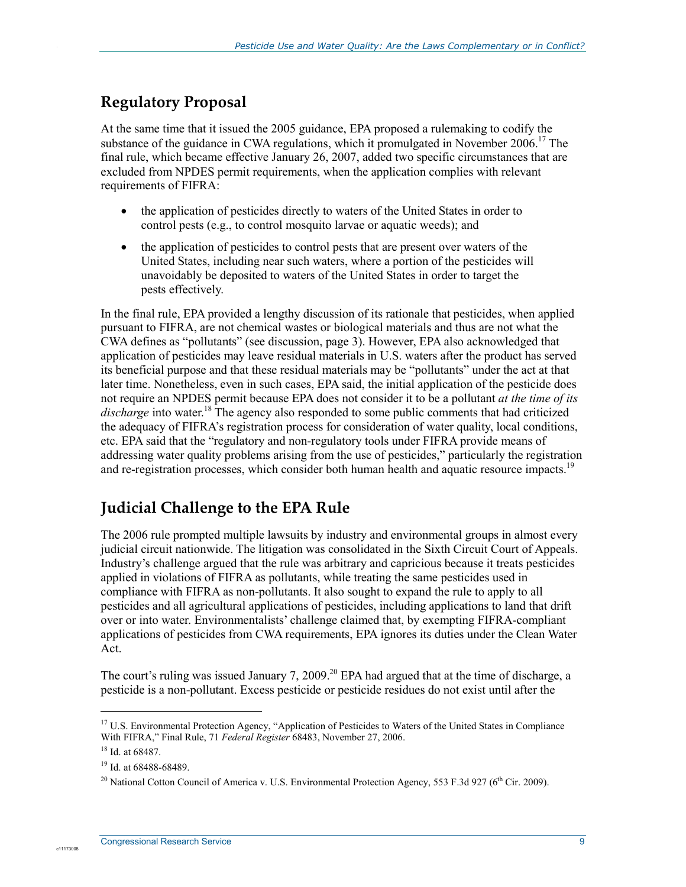## Regulatory Proposal

At the same time that it issued the 2005 guidance, EPA proposed a rulemaking to codify the substance of the guidance in CWA regulations, which it promulgated in November 2006.[17] The final rule, which became effective January 26, 2007, added two specific circumstances that are excluded from NPDES permit requirements, when the application complies with relevant requirements of FIFRA:

- the application of pesticides directly to waters of the United States in order to control pests (e.g., to control mosquito larvae or aquatic weeds); and
- the application of pesticides to control pests that are present over waters of the United States, including near such waters, where a portion of the pesticides will unavoidably be deposited to waters of the United States in order to target the pests effectively.

In the final rule, EPA provided a lengthy discussion of its rationale that pesticides, when applied pursuant to FIFRA, are not chemical wastes or biological materials and thus are not what the CWA defines as "pollutants" (see discussion, page 3). However, EPA also acknowledged that application of pesticides may leave residual materials in U.S. waters after the product has served its beneficial purpose and that these residual materials may be "pollutants" under the act at that later time. Nonetheless, even in such cases, EPA said, the initial application of the pesticide does not require an NPDES permit because EPA does not consider it to be a pollutant *at the time of its discharge* into water.[18] The agency also responded to some public comments that had criticized the adequacy of FIFRA's registration process for consideration of water quality, local conditions, etc. EPA said that the "regulatory and non-regulatory tools under FIFRA provide means of addressing water quality problems arising from the use of pesticides," particularly the registration and re-registration processes, which consider both human health and aquatic resource impacts.[19]

## Judicial Challenge to the EPA Rule

The 2006 rule prompted multiple lawsuits by industry and environmental groups in almost every judicial circuit nationwide. The litigation was consolidated in the Sixth Circuit Court of Appeals. Industry's challenge argued that the rule was arbitrary and capricious because it treats pesticides applied in violations of FIFRA as pollutants, while treating the same pesticides used in compliance with FIFRA as non-pollutants. It also sought to expand the rule to apply to all pesticides and all agricultural applications of pesticides, including applications to land that drift over or into water. Environmentalists' challenge claimed that, by exempting FIFRA-compliant applications of pesticides from CWA requirements, EPA ignores its duties under the Clean Water Act.

The court's ruling was issued January 7, 2009.[20] EPA had argued that at the time of discharge, a pesticide is a non-pollutant. Excess pesticide or pesticide residues do not exist until after the

---

[17] U.S. Environmental Protection Agency, "Application of Pesticides to Waters of the United States in Compliance With FIFRA," Final Rule, 71 *Federal Register* 68483, November 27, 2006.

[18] Id. at 68487.

[19] Id. at 68488-68489.

[20] National Cotton Council of America v. U.S. Environmental Protection Agency, 553 F.3d 927 (6th Cir. 2009).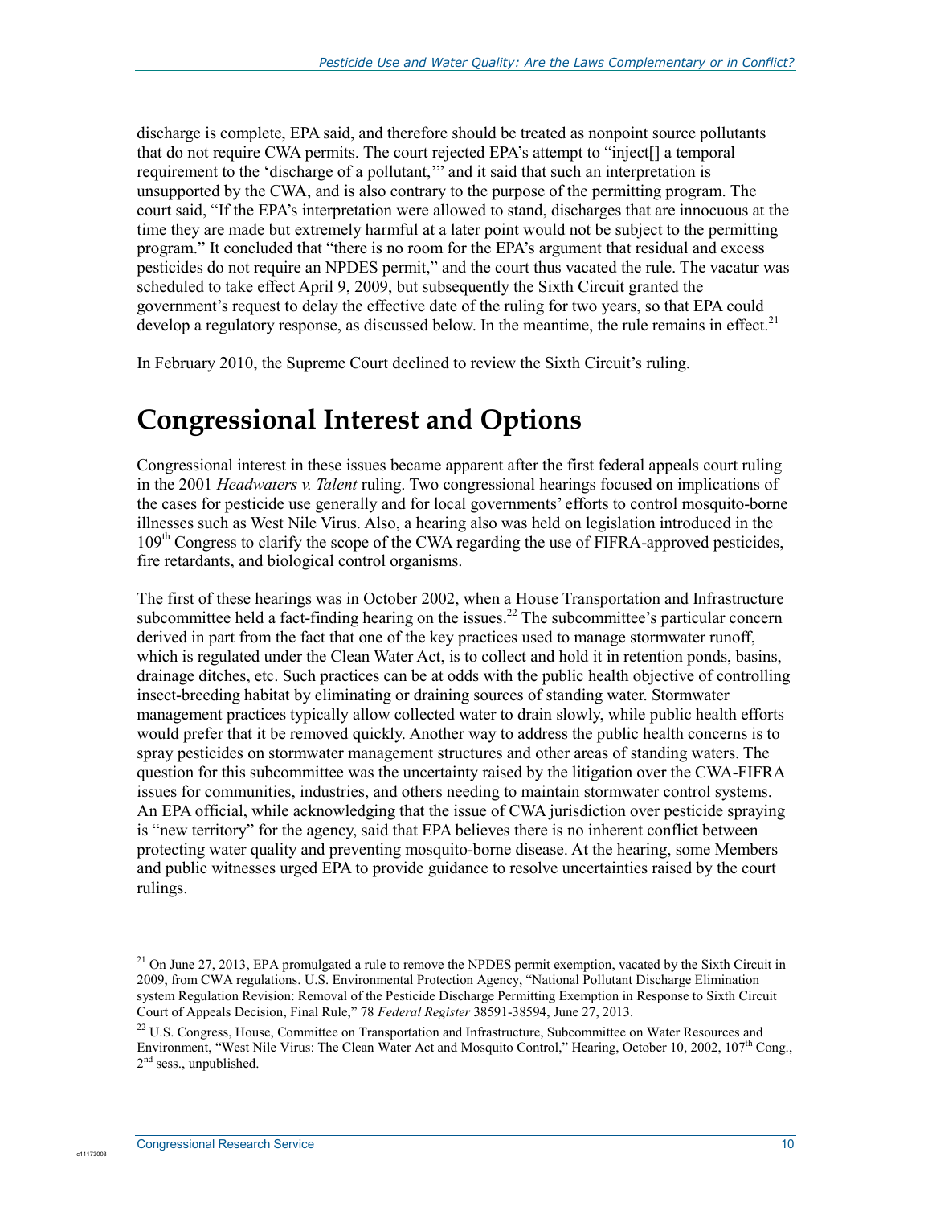discharge is complete, EPA said, and therefore should be treated as nonpoint source pollutants that do not require CWA permits. The court rejected EPA's attempt to "inject[] a temporal requirement to the 'discharge of a pollutant,'" and it said that such an interpretation is unsupported by the CWA, and is also contrary to the purpose of the permitting program. The court said, "If the EPA's interpretation were allowed to stand, discharges that are innocuous at the time they are made but extremely harmful at a later point would not be subject to the permitting program." It concluded that "there is no room for the EPA's argument that residual and excess pesticides do not require an NPDES permit," and the court thus vacated the rule. The vacatur was scheduled to take effect April 9, 2009, but subsequently the Sixth Circuit granted the government's request to delay the effective date of the ruling for two years, so that EPA could develop a regulatory response, as discussed below. In the meantime, the rule remains in effect.[21]

In February 2010, the Supreme Court declined to review the Sixth Circuit's ruling.

# Congressional Interest and Options

Congressional interest in these issues became apparent after the first federal appeals court ruling in the 2001 *Headwaters v. Talent* ruling. Two congressional hearings focused on implications of the cases for pesticide use generally and for local governments' efforts to control mosquito-borne illnesses such as West Nile Virus. Also, a hearing also was held on legislation introduced in the 109th Congress to clarify the scope of the CWA regarding the use of FIFRA-approved pesticides, fire retardants, and biological control organisms.

The first of these hearings was in October 2002, when a House Transportation and Infrastructure subcommittee held a fact-finding hearing on the issues.[22] The subcommittee's particular concern derived in part from the fact that one of the key practices used to manage stormwater runoff, which is regulated under the Clean Water Act, is to collect and hold it in retention ponds, basins, drainage ditches, etc. Such practices can be at odds with the public health objective of controlling insect-breeding habitat by eliminating or draining sources of standing water. Stormwater management practices typically allow collected water to drain slowly, while public health efforts would prefer that it be removed quickly. Another way to address the public health concerns is to spray pesticides on stormwater management structures and other areas of standing waters. The question for this subcommittee was the uncertainty raised by the litigation over the CWA-FIFRA issues for communities, industries, and others needing to maintain stormwater control systems. An EPA official, while acknowledging that the issue of CWA jurisdiction over pesticide spraying is "new territory" for the agency, said that EPA believes there is no inherent conflict between protecting water quality and preventing mosquito-borne disease. At the hearing, some Members and public witnesses urged EPA to provide guidance to resolve uncertainties raised by the court rulings.

---

[21] On June 27, 2013, EPA promulgated a rule to remove the NPDES permit exemption, vacated by the Sixth Circuit in 2009, from CWA regulations. U.S. Environmental Protection Agency, "National Pollutant Discharge Elimination system Regulation Revision: Removal of the Pesticide Discharge Permitting Exemption in Response to Sixth Circuit Court of Appeals Decision, Final Rule," 78 *Federal Register* 38591-38594, June 27, 2013.

[22] U.S. Congress, House, Committee on Transportation and Infrastructure, Subcommittee on Water Resources and Environment, "West Nile Virus: The Clean Water Act and Mosquito Control," Hearing, October 10, 2002, 107th Cong., 2nd sess., unpublished.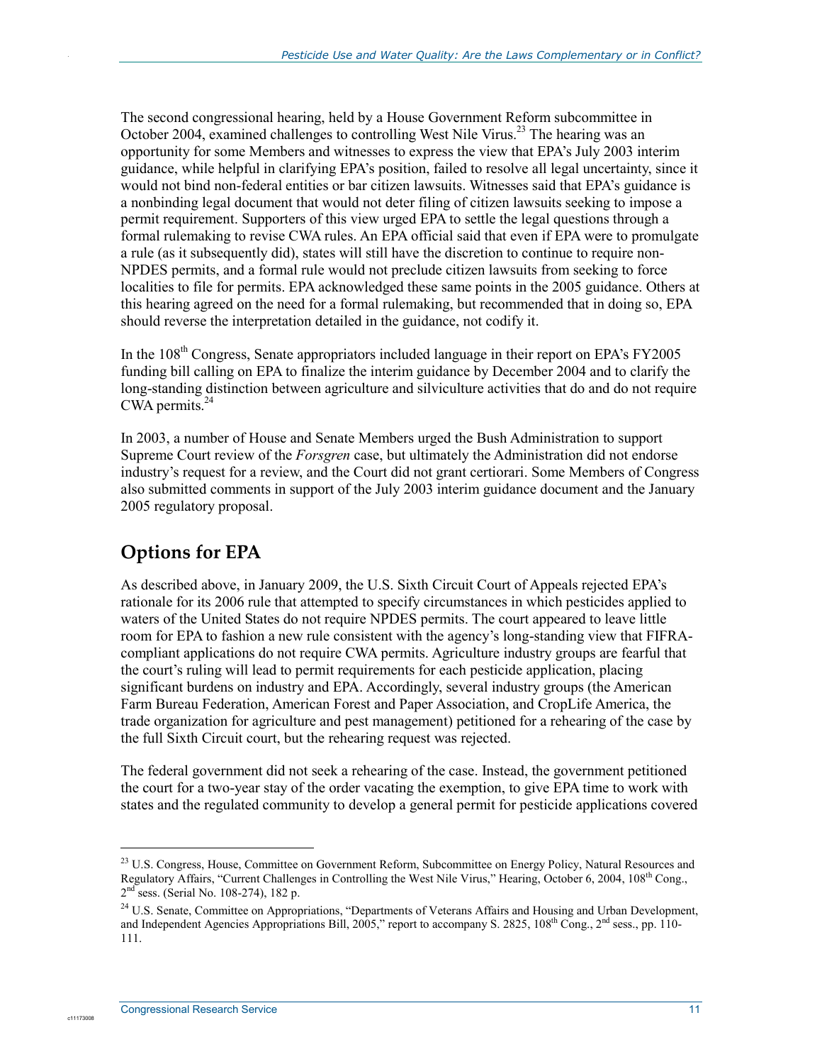The second congressional hearing, held by a House Government Reform subcommittee in October 2004, examined challenges to controlling West Nile Virus.[23] The hearing was an opportunity for some Members and witnesses to express the view that EPA's July 2003 interim guidance, while helpful in clarifying EPA's position, failed to resolve all legal uncertainty, since it would not bind non-federal entities or bar citizen lawsuits. Witnesses said that EPA's guidance is a nonbinding legal document that would not deter filing of citizen lawsuits seeking to impose a permit requirement. Supporters of this view urged EPA to settle the legal questions through a formal rulemaking to revise CWA rules. An EPA official said that even if EPA were to promulgate a rule (as it subsequently did), states will still have the discretion to continue to require non-NPDES permits, and a formal rule would not preclude citizen lawsuits from seeking to force localities to file for permits. EPA acknowledged these same points in the 2005 guidance. Others at this hearing agreed on the need for a formal rulemaking, but recommended that in doing so, EPA should reverse the interpretation detailed in the guidance, not codify it.

In the 108th Congress, Senate appropriators included language in their report on EPA's FY2005 funding bill calling on EPA to finalize the interim guidance by December 2004 and to clarify the long-standing distinction between agriculture and silviculture activities that do and do not require CWA permits.[24]

In 2003, a number of House and Senate Members urged the Bush Administration to support Supreme Court review of the *Forsgren* case, but ultimately the Administration did not endorse industry's request for a review, and the Court did not grant certiorari. Some Members of Congress also submitted comments in support of the July 2003 interim guidance document and the January 2005 regulatory proposal.

## Options for EPA

As described above, in January 2009, the U.S. Sixth Circuit Court of Appeals rejected EPA's rationale for its 2006 rule that attempted to specify circumstances in which pesticides applied to waters of the United States do not require NPDES permits. The court appeared to leave little room for EPA to fashion a new rule consistent with the agency's long-standing view that FIFRA-compliant applications do not require CWA permits. Agriculture industry groups are fearful that the court's ruling will lead to permit requirements for each pesticide application, placing significant burdens on industry and EPA. Accordingly, several industry groups (the American Farm Bureau Federation, American Forest and Paper Association, and CropLife America, the trade organization for agriculture and pest management) petitioned for a rehearing of the case by the full Sixth Circuit court, but the rehearing request was rejected.

The federal government did not seek a rehearing of the case. Instead, the government petitioned the court for a two-year stay of the order vacating the exemption, to give EPA time to work with states and the regulated community to develop a general permit for pesticide applications covered

---

[23] U.S. Congress, House, Committee on Government Reform, Subcommittee on Energy Policy, Natural Resources and Regulatory Affairs, "Current Challenges in Controlling the West Nile Virus," Hearing, October 6, 2004, 108th Cong., 2nd sess. (Serial No. 108-274), 182 p.

[24] U.S. Senate, Committee on Appropriations, "Departments of Veterans Affairs and Housing and Urban Development, and Independent Agencies Appropriations Bill, 2005," report to accompany S. 2825, 108th Cong., 2nd sess., pp. 110-111.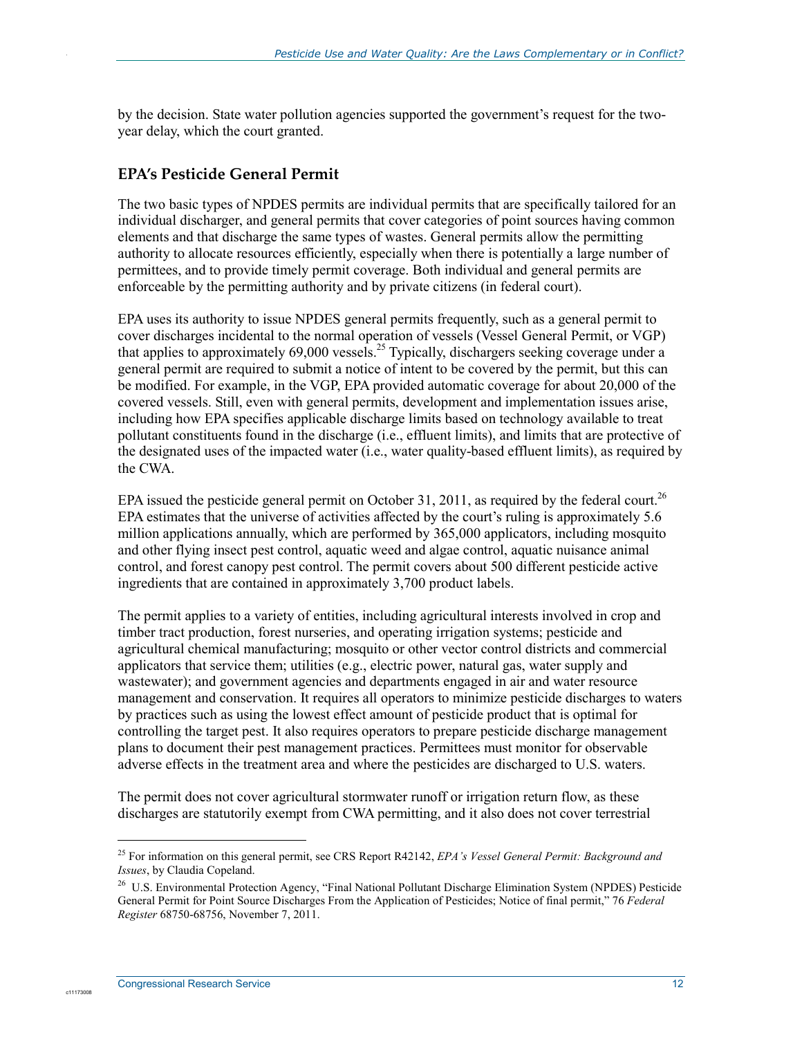by the decision. State water pollution agencies supported the government's request for the two-year delay, which the court granted.

## EPA's Pesticide General Permit

The two basic types of NPDES permits are individual permits that are specifically tailored for an individual discharger, and general permits that cover categories of point sources having common elements and that discharge the same types of wastes. General permits allow the permitting authority to allocate resources efficiently, especially when there is potentially a large number of permittees, and to provide timely permit coverage. Both individual and general permits are enforceable by the permitting authority and by private citizens (in federal court).

EPA uses its authority to issue NPDES general permits frequently, such as a general permit to cover discharges incidental to the normal operation of vessels (Vessel General Permit, or VGP) that applies to approximately 69,000 vessels.[25] Typically, dischargers seeking coverage under a general permit are required to submit a notice of intent to be covered by the permit, but this can be modified. For example, in the VGP, EPA provided automatic coverage for about 20,000 of the covered vessels. Still, even with general permits, development and implementation issues arise, including how EPA specifies applicable discharge limits based on technology available to treat pollutant constituents found in the discharge (i.e., effluent limits), and limits that are protective of the designated uses of the impacted water (i.e., water quality-based effluent limits), as required by the CWA.

EPA issued the pesticide general permit on October 31, 2011, as required by the federal court.[26] EPA estimates that the universe of activities affected by the court's ruling is approximately 5.6 million applications annually, which are performed by 365,000 applicators, including mosquito and other flying insect pest control, aquatic weed and algae control, aquatic nuisance animal control, and forest canopy pest control. The permit covers about 500 different pesticide active ingredients that are contained in approximately 3,700 product labels.

The permit applies to a variety of entities, including agricultural interests involved in crop and timber tract production, forest nurseries, and operating irrigation systems; pesticide and agricultural chemical manufacturing; mosquito or other vector control districts and commercial applicators that service them; utilities (e.g., electric power, natural gas, water supply and wastewater); and government agencies and departments engaged in air and water resource management and conservation. It requires all operators to minimize pesticide discharges to waters by practices such as using the lowest effect amount of pesticide product that is optimal for controlling the target pest. It also requires operators to prepare pesticide discharge management plans to document their pest management practices. Permittees must monitor for observable adverse effects in the treatment area and where the pesticides are discharged to U.S. waters.

The permit does not cover agricultural stormwater runoff or irrigation return flow, as these discharges are statutorily exempt from CWA permitting, and it also does not cover terrestrial

---

[25] For information on this general permit, see CRS Report R42142, *EPA's Vessel General Permit: Background and Issues*, by Claudia Copeland.

[26] U.S. Environmental Protection Agency, "Final National Pollutant Discharge Elimination System (NPDES) Pesticide General Permit for Point Source Discharges From the Application of Pesticides; Notice of final permit," 76 *Federal Register* 68750-68756, November 7, 2011.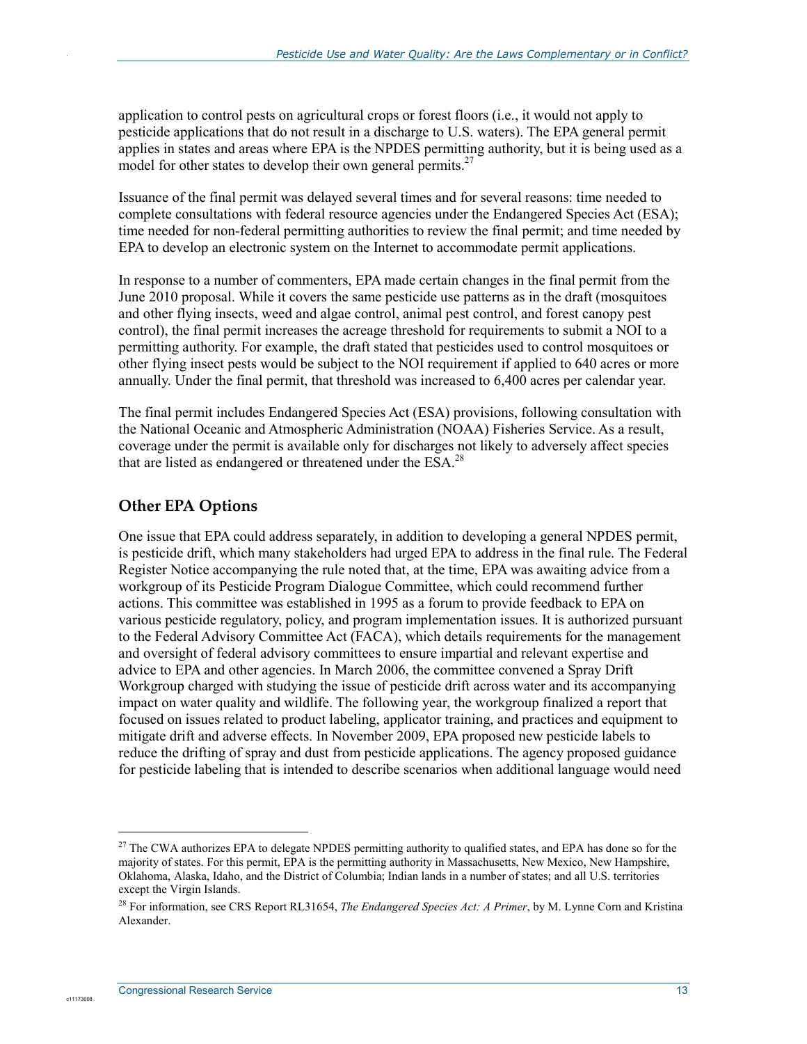application to control pests on agricultural crops or forest floors (i.e., it would not apply to pesticide applications that do not result in a discharge to U.S. waters). The EPA general permit applies in states and areas where EPA is the NPDES permitting authority, but it is being used as a model for other states to develop their own general permits.[27]

Issuance of the final permit was delayed several times and for several reasons: time needed to complete consultations with federal resource agencies under the Endangered Species Act (ESA); time needed for non-federal permitting authorities to review the final permit; and time needed by EPA to develop an electronic system on the Internet to accommodate permit applications.

In response to a number of commenters, EPA made certain changes in the final permit from the June 2010 proposal. While it covers the same pesticide use patterns as in the draft (mosquitoes and other flying insects, weed and algae control, animal pest control, and forest canopy pest control), the final permit increases the acreage threshold for requirements to submit a NOI to a permitting authority. For example, the draft stated that pesticides used to control mosquitoes or other flying insect pests would be subject to the NOI requirement if applied to 640 acres or more annually. Under the final permit, that threshold was increased to 6,400 acres per calendar year.

The final permit includes Endangered Species Act (ESA) provisions, following consultation with the National Oceanic and Atmospheric Administration (NOAA) Fisheries Service. As a result, coverage under the permit is available only for discharges not likely to adversely affect species that are listed as endangered or threatened under the ESA.[28]

## Other EPA Options

One issue that EPA could address separately, in addition to developing a general NPDES permit, is pesticide drift, which many stakeholders had urged EPA to address in the final rule. The Federal Register Notice accompanying the rule noted that, at the time, EPA was awaiting advice from a workgroup of its Pesticide Program Dialogue Committee, which could recommend further actions. This committee was established in 1995 as a forum to provide feedback to EPA on various pesticide regulatory, policy, and program implementation issues. It is authorized pursuant to the Federal Advisory Committee Act (FACA), which details requirements for the management and oversight of federal advisory committees to ensure impartial and relevant expertise and advice to EPA and other agencies. In March 2006, the committee convened a Spray Drift Workgroup charged with studying the issue of pesticide drift across water and its accompanying impact on water quality and wildlife. The following year, the workgroup finalized a report that focused on issues related to product labeling, applicator training, and practices and equipment to mitigate drift and adverse effects. In November 2009, EPA proposed new pesticide labels to reduce the drifting of spray and dust from pesticide applications. The agency proposed guidance for pesticide labeling that is intended to describe scenarios when additional language would need

---

[27] The CWA authorizes EPA to delegate NPDES permitting authority to qualified states, and EPA has done so for the majority of states. For this permit, EPA is the permitting authority in Massachusetts, New Mexico, New Hampshire, Oklahoma, Alaska, Idaho, and the District of Columbia; Indian lands in a number of states; and all U.S. territories except the Virgin Islands.

[28] For information, see CRS Report RL31654, *The Endangered Species Act: A Primer*, by M. Lynne Corn and Kristina Alexander.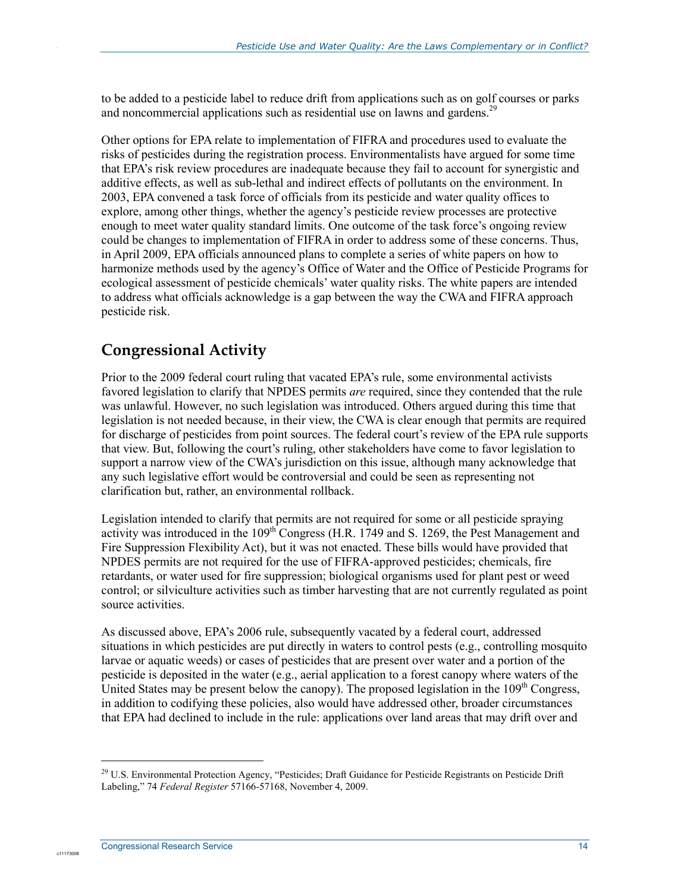to be added to a pesticide label to reduce drift from applications such as on golf courses or parks and noncommercial applications such as residential use on lawns and gardens.[29]

Other options for EPA relate to implementation of FIFRA and procedures used to evaluate the risks of pesticides during the registration process. Environmentalists have argued for some time that EPA's risk review procedures are inadequate because they fail to account for synergistic and additive effects, as well as sub-lethal and indirect effects of pollutants on the environment. In 2003, EPA convened a task force of officials from its pesticide and water quality offices to explore, among other things, whether the agency's pesticide review processes are protective enough to meet water quality standard limits. One outcome of the task force's ongoing review could be changes to implementation of FIFRA in order to address some of these concerns. Thus, in April 2009, EPA officials announced plans to complete a series of white papers on how to harmonize methods used by the agency's Office of Water and the Office of Pesticide Programs for ecological assessment of pesticide chemicals' water quality risks. The white papers are intended to address what officials acknowledge is a gap between the way the CWA and FIFRA approach pesticide risk.

## Congressional Activity

Prior to the 2009 federal court ruling that vacated EPA's rule, some environmental activists favored legislation to clarify that NPDES permits *are* required, since they contended that the rule was unlawful. However, no such legislation was introduced. Others argued during this time that legislation is not needed because, in their view, the CWA is clear enough that permits are required for discharge of pesticides from point sources. The federal court's review of the EPA rule supports that view. But, following the court's ruling, other stakeholders have come to favor legislation to support a narrow view of the CWA's jurisdiction on this issue, although many acknowledge that any such legislative effort would be controversial and could be seen as representing not clarification but, rather, an environmental rollback.

Legislation intended to clarify that permits are not required for some or all pesticide spraying activity was introduced in the 109th Congress (H.R. 1749 and S. 1269, the Pest Management and Fire Suppression Flexibility Act), but it was not enacted. These bills would have provided that NPDES permits are not required for the use of FIFRA-approved pesticides; chemicals, fire retardants, or water used for fire suppression; biological organisms used for plant pest or weed control; or silviculture activities such as timber harvesting that are not currently regulated as point source activities.

As discussed above, EPA's 2006 rule, subsequently vacated by a federal court, addressed situations in which pesticides are put directly in waters to control pests (e.g., controlling mosquito larvae or aquatic weeds) or cases of pesticides that are present over water and a portion of the pesticide is deposited in the water (e.g., aerial application to a forest canopy where waters of the United States may be present below the canopy). The proposed legislation in the 109th Congress, in addition to codifying these policies, also would have addressed other, broader circumstances that EPA had declined to include in the rule: applications over land areas that may drift over and

[29] U.S. Environmental Protection Agency, "Pesticides; Draft Guidance for Pesticide Registrants on Pesticide Drift Labeling," 74 *Federal Register* 57166-57168, November 4, 2009.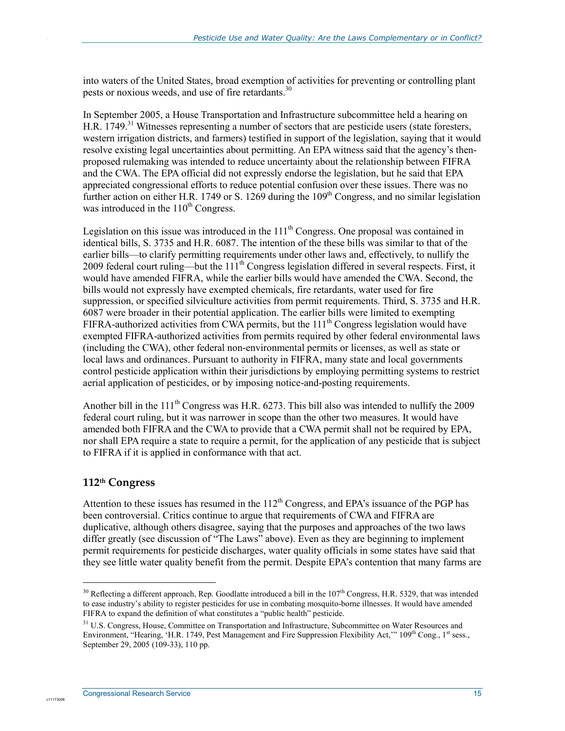into waters of the United States, broad exemption of activities for preventing or controlling plant pests or noxious weeds, and use of fire retardants.[30]

In September 2005, a House Transportation and Infrastructure subcommittee held a hearing on H.R. 1749.[31] Witnesses representing a number of sectors that are pesticide users (state foresters, western irrigation districts, and farmers) testified in support of the legislation, saying that it would resolve existing legal uncertainties about permitting. An EPA witness said that the agency's then-proposed rulemaking was intended to reduce uncertainty about the relationship between FIFRA and the CWA. The EPA official did not expressly endorse the legislation, but he said that EPA appreciated congressional efforts to reduce potential confusion over these issues. There was no further action on either H.R. 1749 or S. 1269 during the 109th Congress, and no similar legislation was introduced in the 110th Congress.

Legislation on this issue was introduced in the 111th Congress. One proposal was contained in identical bills, S. 3735 and H.R. 6087. The intention of the these bills was similar to that of the earlier bills—to clarify permitting requirements under other laws and, effectively, to nullify the 2009 federal court ruling—but the 111th Congress legislation differed in several respects. First, it would have amended FIFRA, while the earlier bills would have amended the CWA. Second, the bills would not expressly have exempted chemicals, fire retardants, water used for fire suppression, or specified silviculture activities from permit requirements. Third, S. 3735 and H.R. 6087 were broader in their potential application. The earlier bills were limited to exempting FIFRA-authorized activities from CWA permits, but the 111th Congress legislation would have exempted FIFRA-authorized activities from permits required by other federal environmental laws (including the CWA), other federal non-environmental permits or licenses, as well as state or local laws and ordinances. Pursuant to authority in FIFRA, many state and local governments control pesticide application within their jurisdictions by employing permitting systems to restrict aerial application of pesticides, or by imposing notice-and-posting requirements.

Another bill in the 111th Congress was H.R. 6273. This bill also was intended to nullify the 2009 federal court ruling, but it was narrower in scope than the other two measures. It would have amended both FIFRA and the CWA to provide that a CWA permit shall not be required by EPA, nor shall EPA require a state to require a permit, for the application of any pesticide that is subject to FIFRA if it is applied in conformance with that act.

## 112th Congress

Attention to these issues has resumed in the 112th Congress, and EPA's issuance of the PGP has been controversial. Critics continue to argue that requirements of CWA and FIFRA are duplicative, although others disagree, saying that the purposes and approaches of the two laws differ greatly (see discussion of "The Laws" above). Even as they are beginning to implement permit requirements for pesticide discharges, water quality officials in some states have said that they see little water quality benefit from the permit. Despite EPA's contention that many farms are

---

[30] Reflecting a different approach, Rep. Goodlatte introduced a bill in the 107th Congress, H.R. 5329, that was intended to ease industry's ability to register pesticides for use in combating mosquito-borne illnesses. It would have amended FIFRA to expand the definition of what constitutes a "public health" pesticide.

[31] U.S. Congress, House, Committee on Transportation and Infrastructure, Subcommittee on Water Resources and Environment, "Hearing, 'H.R. 1749, Pest Management and Fire Suppression Flexibility Act,'" 109th Cong., 1st sess., September 29, 2005 (109-33), 110 pp.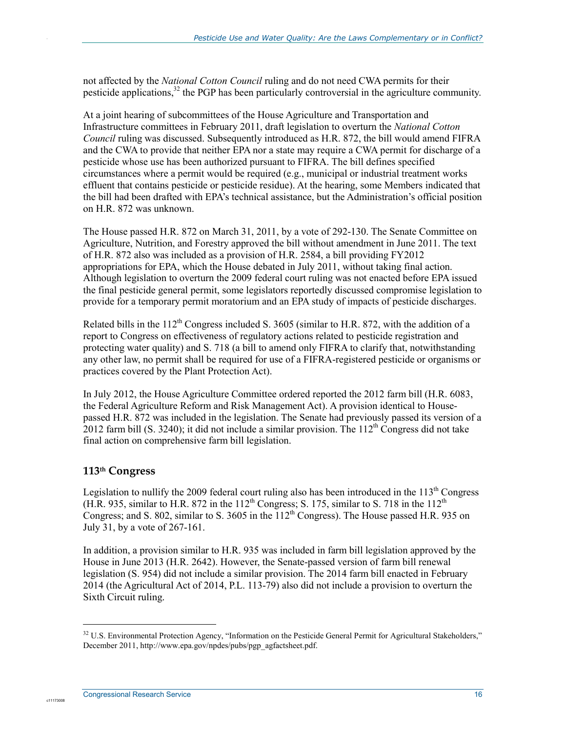not affected by the *National Cotton Council* ruling and do not need CWA permits for their pesticide applications,[32] the PGP has been particularly controversial in the agriculture community.

At a joint hearing of subcommittees of the House Agriculture and Transportation and Infrastructure committees in February 2011, draft legislation to overturn the *National Cotton Council* ruling was discussed. Subsequently introduced as H.R. 872, the bill would amend FIFRA and the CWA to provide that neither EPA nor a state may require a CWA permit for discharge of a pesticide whose use has been authorized pursuant to FIFRA. The bill defines specified circumstances where a permit would be required (e.g., municipal or industrial treatment works effluent that contains pesticide or pesticide residue). At the hearing, some Members indicated that the bill had been drafted with EPA's technical assistance, but the Administration's official position on H.R. 872 was unknown.

The House passed H.R. 872 on March 31, 2011, by a vote of 292-130. The Senate Committee on Agriculture, Nutrition, and Forestry approved the bill without amendment in June 2011. The text of H.R. 872 also was included as a provision of H.R. 2584, a bill providing FY2012 appropriations for EPA, which the House debated in July 2011, without taking final action. Although legislation to overturn the 2009 federal court ruling was not enacted before EPA issued the final pesticide general permit, some legislators reportedly discussed compromise legislation to provide for a temporary permit moratorium and an EPA study of impacts of pesticide discharges.

Related bills in the 112th Congress included S. 3605 (similar to H.R. 872, with the addition of a report to Congress on effectiveness of regulatory actions related to pesticide registration and protecting water quality) and S. 718 (a bill to amend only FIFRA to clarify that, notwithstanding any other law, no permit shall be required for use of a FIFRA-registered pesticide or organisms or practices covered by the Plant Protection Act).

In July 2012, the House Agriculture Committee ordered reported the 2012 farm bill (H.R. 6083, the Federal Agriculture Reform and Risk Management Act). A provision identical to House-passed H.R. 872 was included in the legislation. The Senate had previously passed its version of a 2012 farm bill (S. 3240); it did not include a similar provision. The 112th Congress did not take final action on comprehensive farm bill legislation.

### 113th Congress

Legislation to nullify the 2009 federal court ruling also has been introduced in the 113th Congress (H.R. 935, similar to H.R. 872 in the 112th Congress; S. 175, similar to S. 718 in the 112th Congress; and S. 802, similar to S. 3605 in the 112th Congress). The House passed H.R. 935 on July 31, by a vote of 267-161.

In addition, a provision similar to H.R. 935 was included in farm bill legislation approved by the House in June 2013 (H.R. 2642). However, the Senate-passed version of farm bill renewal legislation (S. 954) did not include a similar provision. The 2014 farm bill enacted in February 2014 (the Agricultural Act of 2014, P.L. 113-79) also did not include a provision to overturn the Sixth Circuit ruling.

---

[32] U.S. Environmental Protection Agency, "Information on the Pesticide General Permit for Agricultural Stakeholders," December 2011, http://www.epa.gov/npdes/pubs/pgp_agfactsheet.pdf.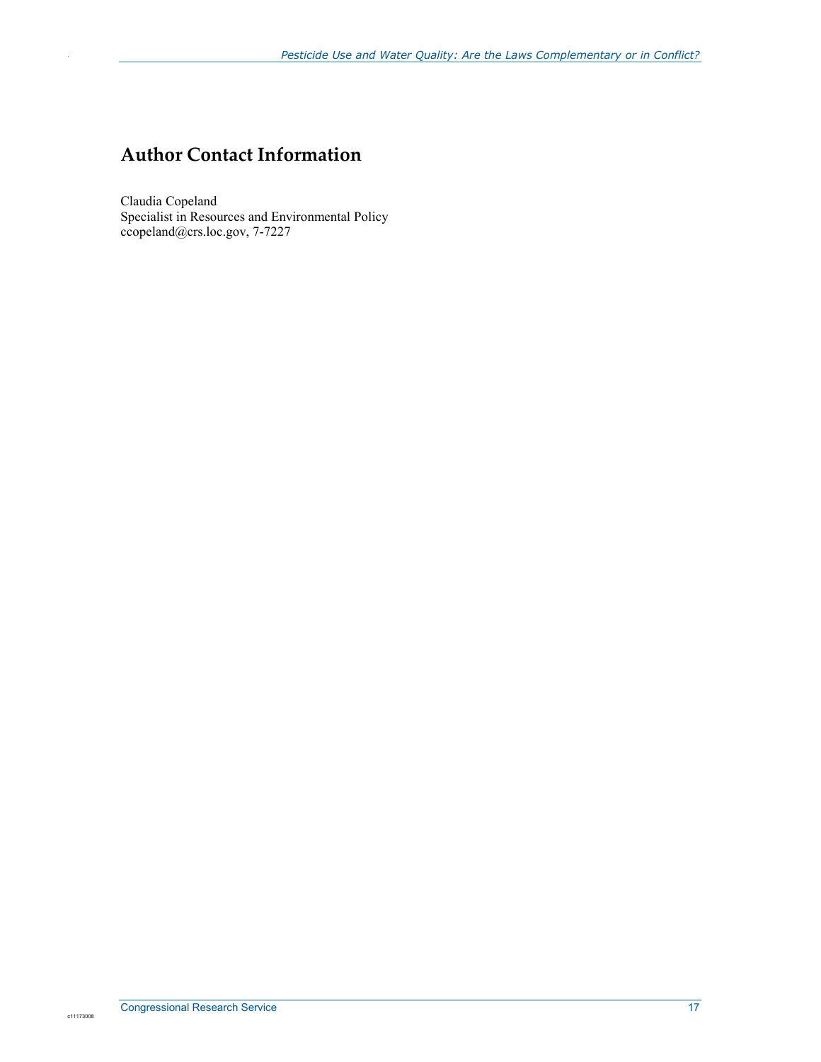## Author Contact Information

Claudia Copeland
Specialist in Resources and Environmental Policy
ccopeland@crs.loc.gov, 7-7227